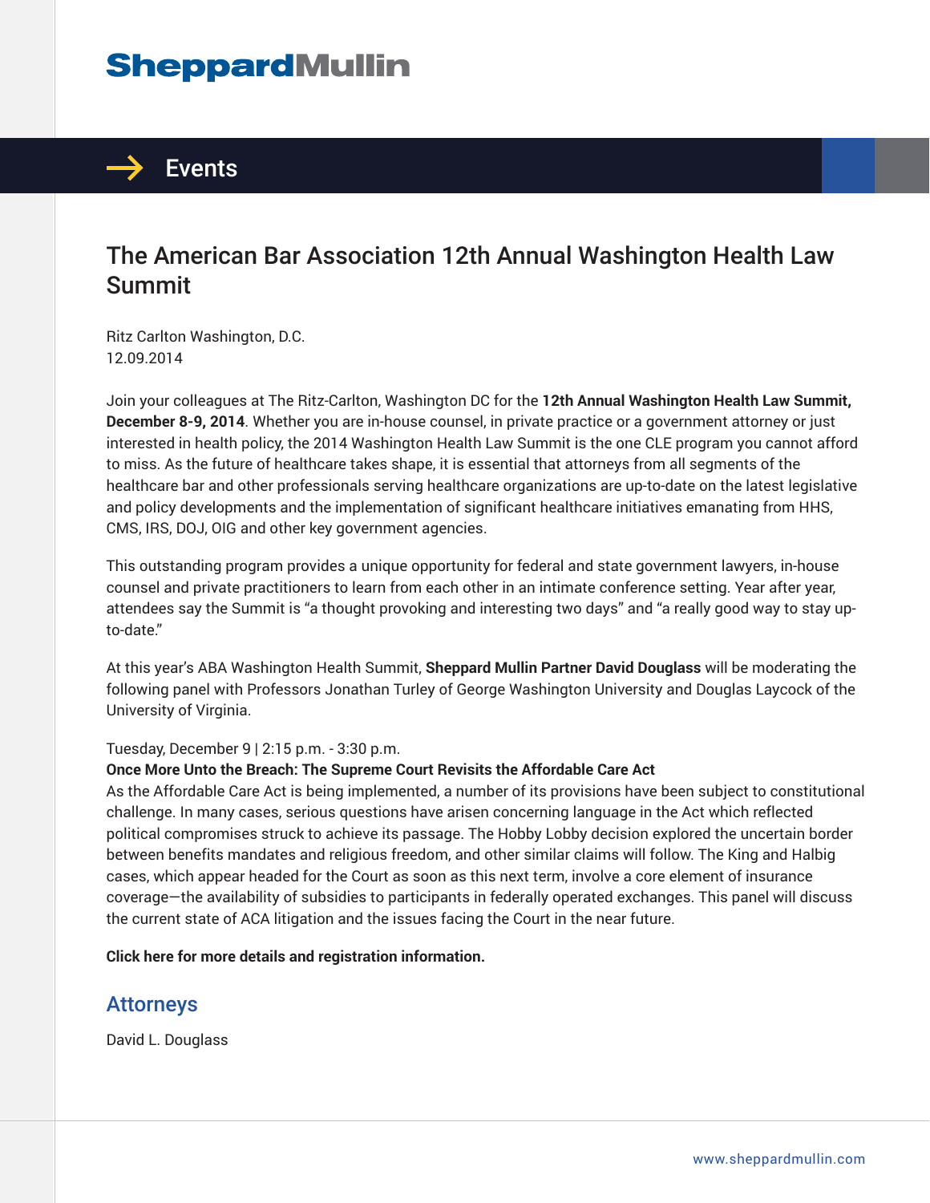# SheppardMullin

## Events

# The American Bar Association 12th Annual Washington Health Law Summit

Ritz Carlton Washington, D.C.
12.09.2014

Join your colleagues at The Ritz-Carlton, Washington DC for the **12th Annual Washington Health Law Summit, December 8-9, 2014**. Whether you are in-house counsel, in private practice or a government attorney or just interested in health policy, the 2014 Washington Health Law Summit is the one CLE program you cannot afford to miss. As the future of healthcare takes shape, it is essential that attorneys from all segments of the healthcare bar and other professionals serving healthcare organizations are up-to-date on the latest legislative and policy developments and the implementation of significant healthcare initiatives emanating from HHS, CMS, IRS, DOJ, OIG and other key government agencies.

This outstanding program provides a unique opportunity for federal and state government lawyers, in-house counsel and private practitioners to learn from each other in an intimate conference setting. Year after year, attendees say the Summit is "a thought provoking and interesting two days" and "a really good way to stay up-to-date."

At this year's ABA Washington Health Summit, **Sheppard Mullin Partner David Douglass** will be moderating the following panel with Professors Jonathan Turley of George Washington University and Douglas Laycock of the University of Virginia.

Tuesday, December 9 | 2:15 p.m. - 3:30 p.m.
**Once More Unto the Breach: The Supreme Court Revisits the Affordable Care Act**
As the Affordable Care Act is being implemented, a number of its provisions have been subject to constitutional challenge. In many cases, serious questions have arisen concerning language in the Act which reflected political compromises struck to achieve its passage. The Hobby Lobby decision explored the uncertain border between benefits mandates and religious freedom, and other similar claims will follow. The King and Halbig cases, which appear headed for the Court as soon as this next term, involve a core element of insurance coverage—the availability of subsidies to participants in federally operated exchanges. This panel will discuss the current state of ACA litigation and the issues facing the Court in the near future.

**Click here for more details and registration information.**

## Attorneys

David L. Douglass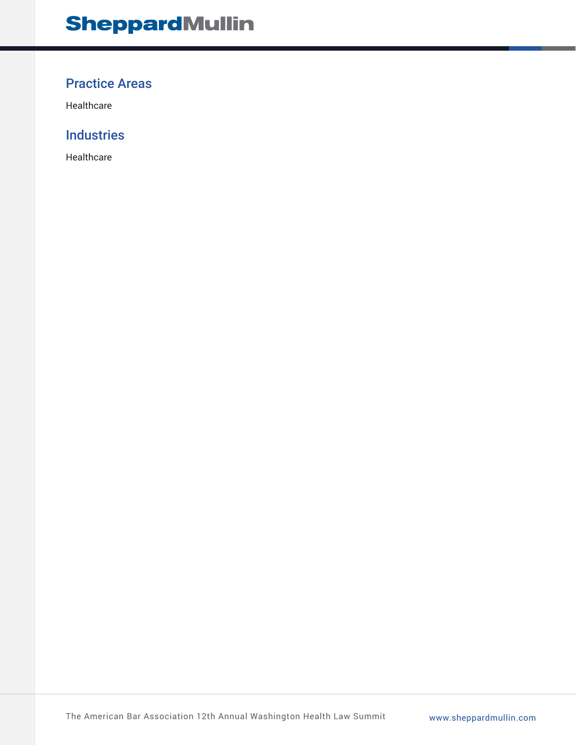## Practice Areas

Healthcare

## Industries

Healthcare